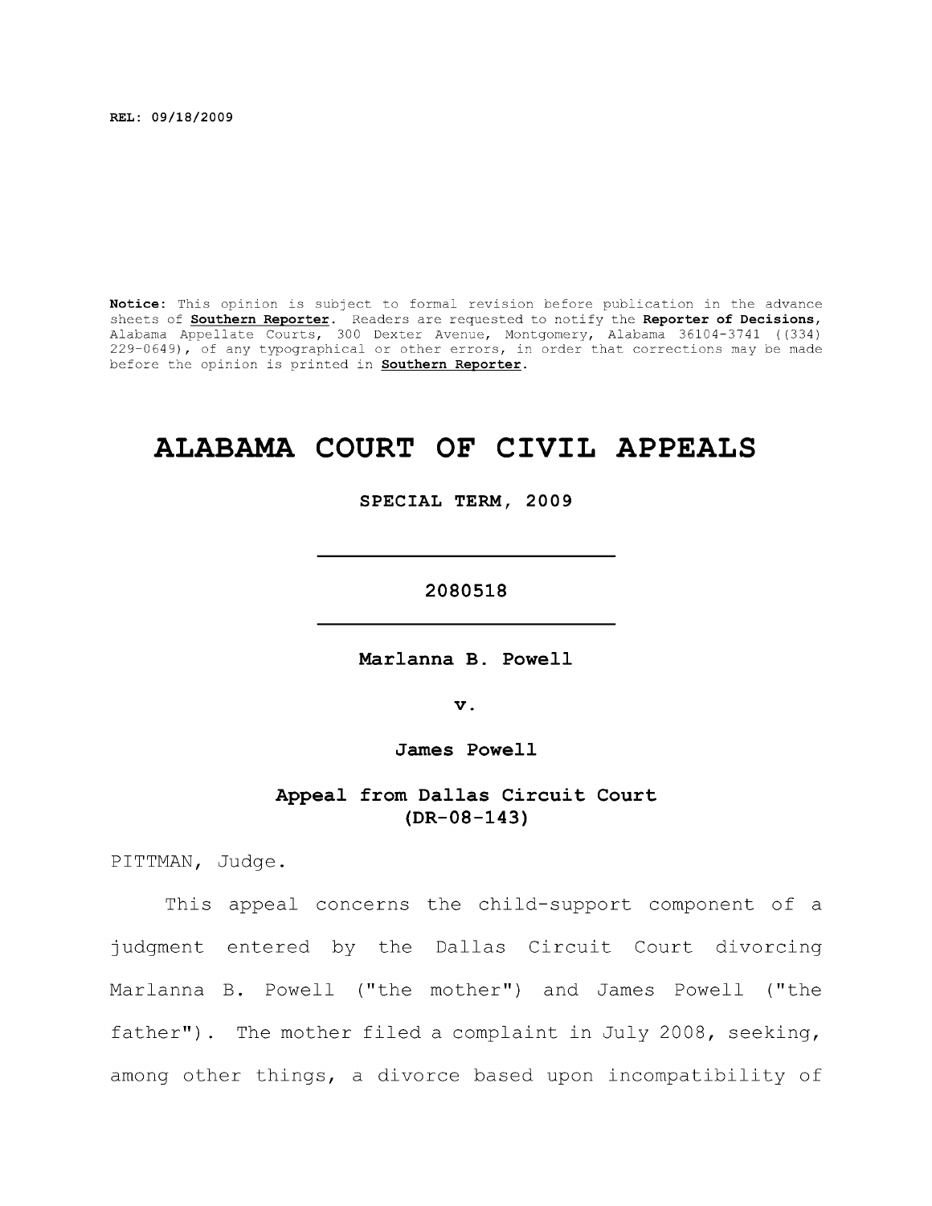REL: 09/18/2009

**Notice:** This opinion is subject to formal revision before publication in the advance sheets of **Southern Reporter**. Readers are requested to notify the **Reporter of Decisions**, Alabama Appellate Courts, 300 Dexter Avenue, Montgomery, Alabama 36104-3741 ((334) 229-0649), of any typographical or other errors, in order that corrections may be made before the opinion is printed in **Southern Reporter**.

# ALABAMA COURT OF CIVIL APPEALS

**SPECIAL TERM, 2009**

---

**2080518**

---

**Marlanna B. Powell**

**v.**

**James Powell**

**Appeal from Dallas Circuit Court (DR-08-143)**

PITTMAN, Judge.

This appeal concerns the child-support component of a judgment entered by the Dallas Circuit Court divorcing Marlanna B. Powell ("the mother") and James Powell ("the father"). The mother filed a complaint in July 2008, seeking, among other things, a divorce based upon incompatibility of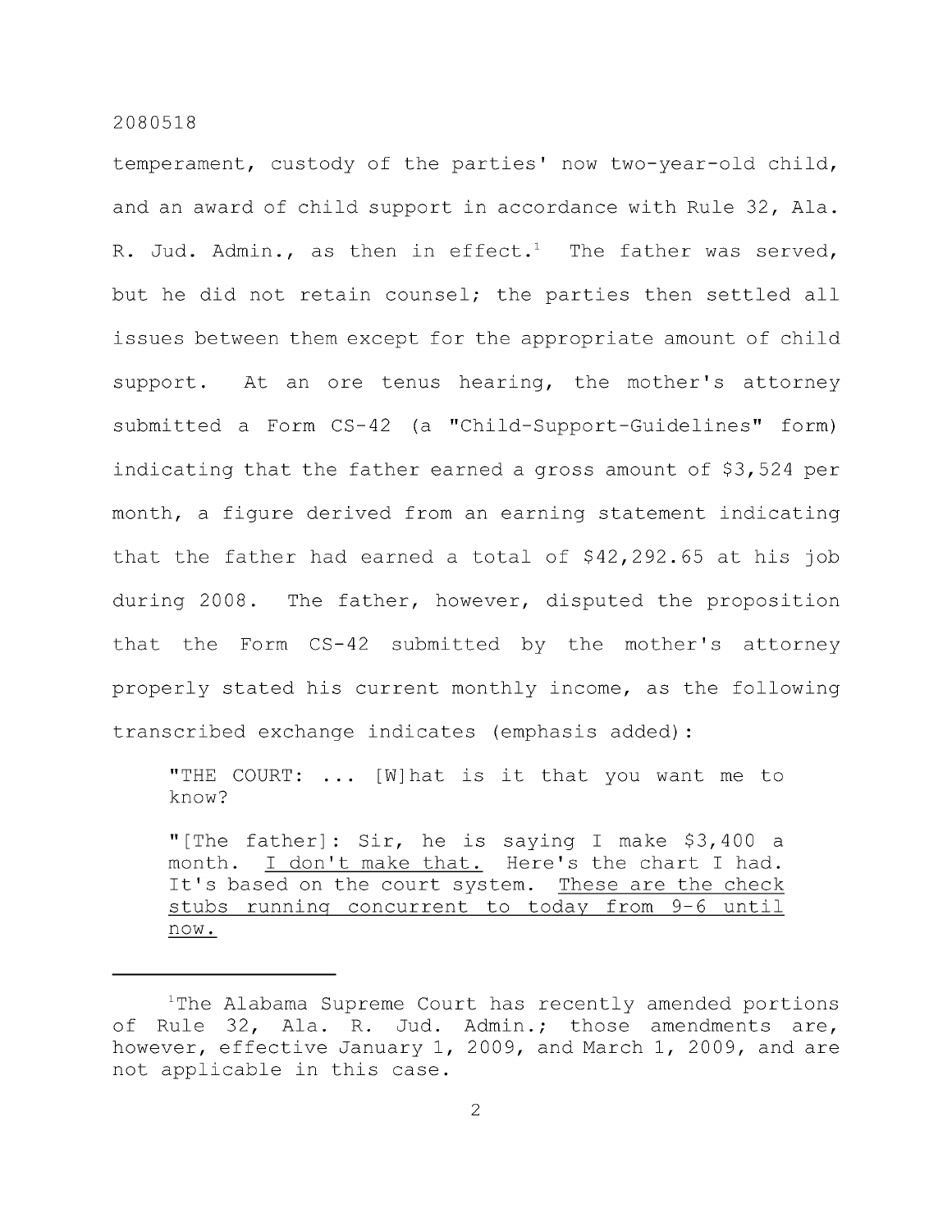temperament, custody of the parties' now two-year-old child, and an award of child support in accordance with Rule 32, Ala. R. Jud. Admin., as then in effect.[1] The father was served, but he did not retain counsel; the parties then settled all issues between them except for the appropriate amount of child support. At an ore tenus hearing, the mother's attorney submitted a Form CS-42 (a "Child-Support-Guidelines" form) indicating that the father earned a gross amount of $3,524 per month, a figure derived from an earning statement indicating that the father had earned a total of $42,292.65 at his job during 2008. The father, however, disputed the proposition that the Form CS-42 submitted by the mother's attorney properly stated his current monthly income, as the following transcribed exchange indicates (emphasis added):

> "THE COURT: ... [W]hat is it that you want me to know?
>
> "[The father]: Sir, he is saying I make $3,400 a month. <u>I don't make that.</u> Here's the chart I had. It's based on the court system. <u>These are the check stubs running concurrent to today from 9-6 until now.</u>

---

[1]The Alabama Supreme Court has recently amended portions of Rule 32, Ala. R. Jud. Admin.; those amendments are, however, effective January 1, 2009, and March 1, 2009, and are not applicable in this case.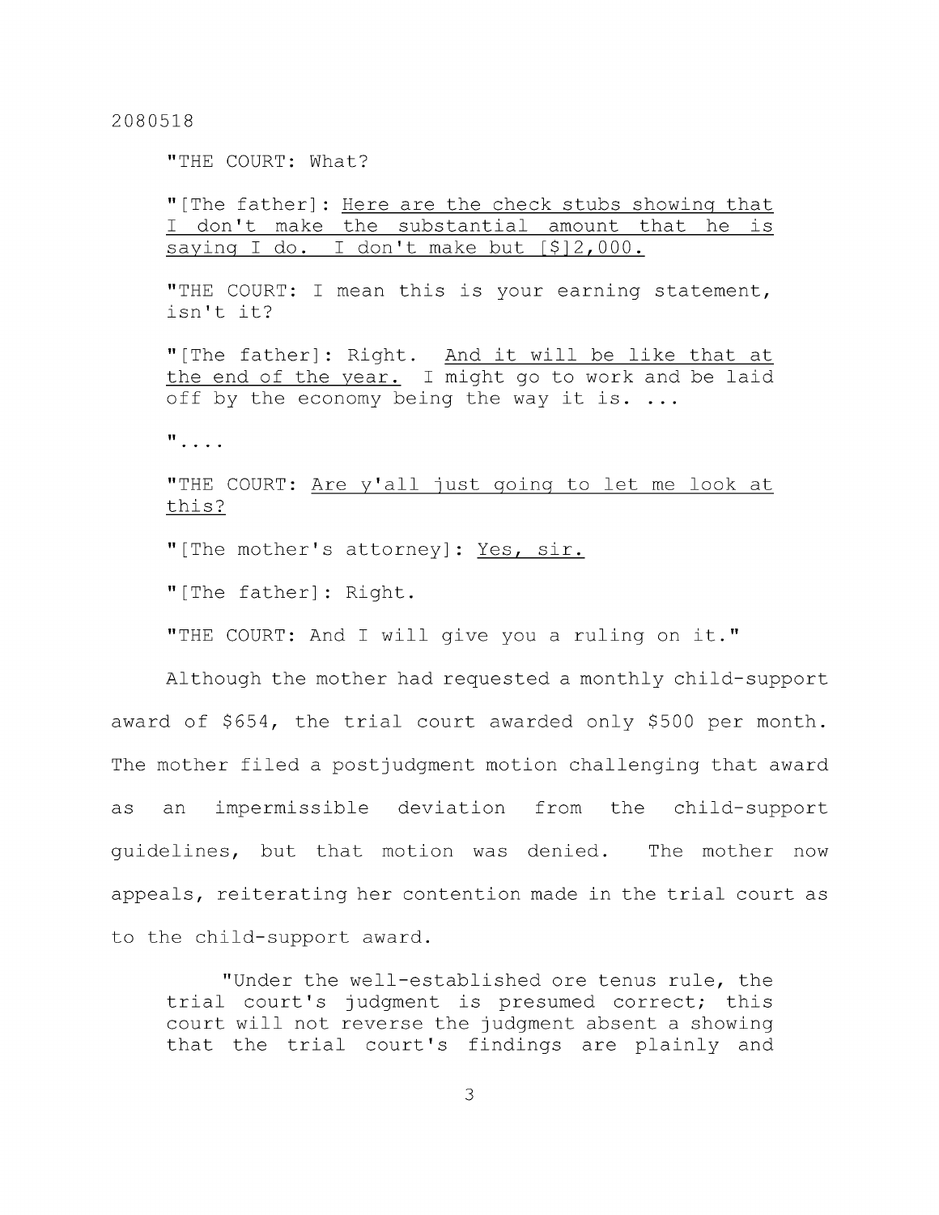"THE COURT: What?

"[The father]: <u>Here are the check stubs showing that I don't make the substantial amount that he is saying I do. I don't make but [$]2,000.</u>

"THE COURT: I mean this is your earning statement, isn't it?

"[The father]: Right. <u>And it will be like that at the end of the year.</u> I might go to work and be laid off by the economy being the way it is. ...

"....

"THE COURT: <u>Are y'all just going to let me look at this?</u>

"[The mother's attorney]: <u>Yes, sir.</u>

"[The father]: Right.

"THE COURT: And I will give you a ruling on it."

Although the mother had requested a monthly child-support award of $654, the trial court awarded only $500 per month. The mother filed a postjudgment motion challenging that award as an impermissible deviation from the child-support guidelines, but that motion was denied. The mother now appeals, reiterating her contention made in the trial court as to the child-support award.

> "Under the well-established ore tenus rule, the trial court's judgment is presumed correct; this court will not reverse the judgment absent a showing that the trial court's findings are plainly and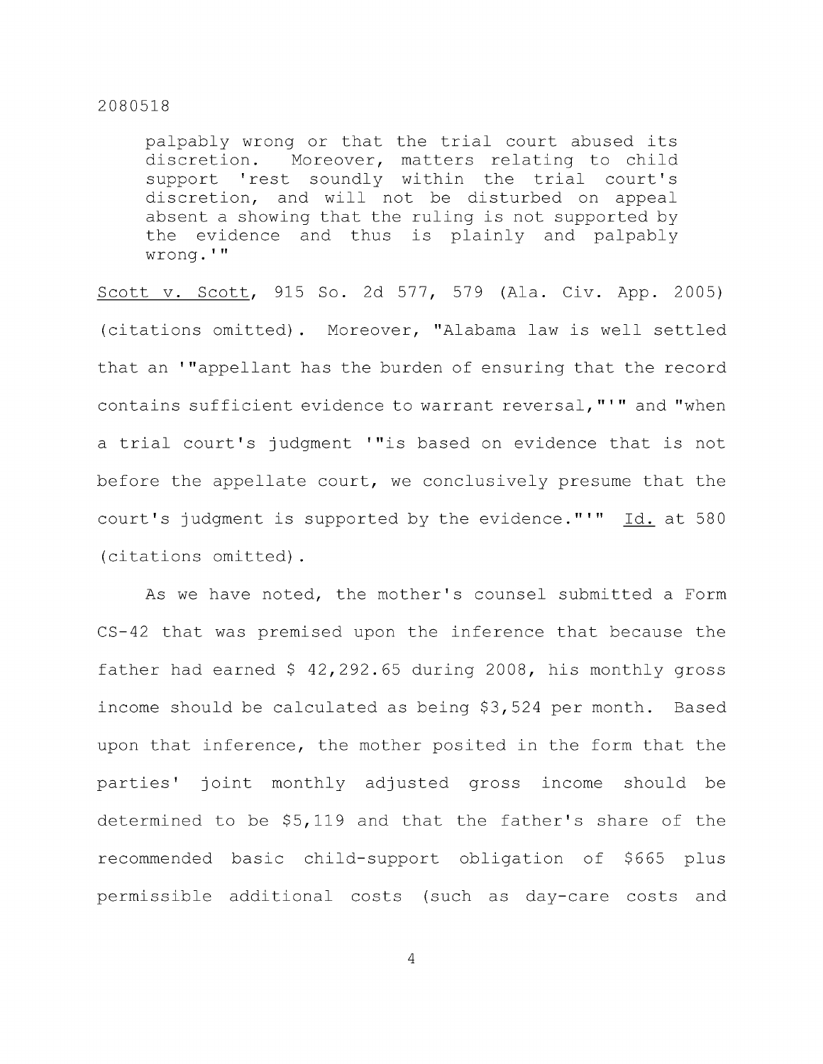> palpably wrong or that the trial court abused its discretion. Moreover, matters relating to child support 'rest soundly within the trial court's discretion, and will not be disturbed on appeal absent a showing that the ruling is not supported by the evidence and thus is plainly and palpably wrong.'"

Scott v. Scott, 915 So. 2d 577, 579 (Ala. Civ. App. 2005) (citations omitted). Moreover, "Alabama law is well settled that an '"appellant has the burden of ensuring that the record contains sufficient evidence to warrant reversal,"'" and "when a trial court's judgment '"is based on evidence that is not before the appellate court, we conclusively presume that the court's judgment is supported by the evidence."'" Id. at 580 (citations omitted).

As we have noted, the mother's counsel submitted a Form CS-42 that was premised upon the inference that because the father had earned $ 42,292.65 during 2008, his monthly gross income should be calculated as being $3,524 per month. Based upon that inference, the mother posited in the form that the parties' joint monthly adjusted gross income should be determined to be $5,119 and that the father's share of the recommended basic child-support obligation of $665 plus permissible additional costs (such as day-care costs and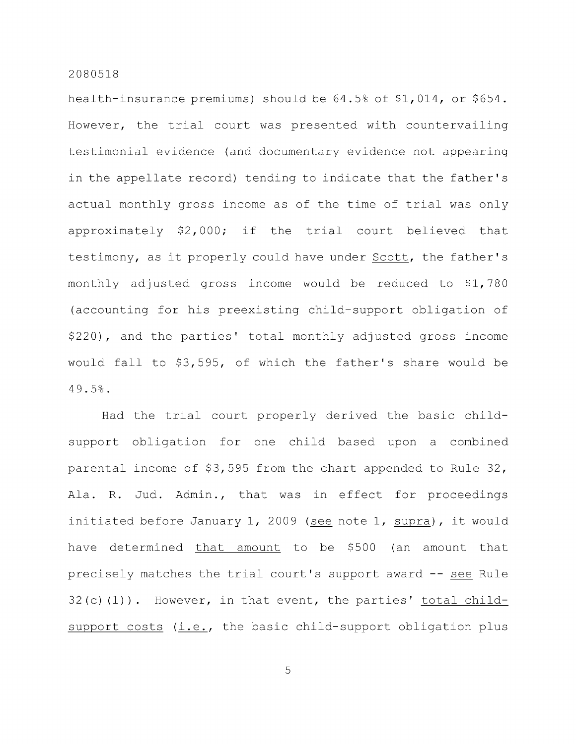health-insurance premiums) should be 64.5% of $1,014, or $654. However, the trial court was presented with countervailing testimonial evidence (and documentary evidence not appearing in the appellate record) tending to indicate that the father's actual monthly gross income as of the time of trial was only approximately $2,000; if the trial court believed that testimony, as it properly could have under Scott, the father's monthly adjusted gross income would be reduced to $1,780 (accounting for his preexisting child-support obligation of $220), and the parties' total monthly adjusted gross income would fall to $3,595, of which the father's share would be 49.5%.

Had the trial court properly derived the basic child-support obligation for one child based upon a combined parental income of $3,595 from the chart appended to Rule 32, Ala. R. Jud. Admin., that was in effect for proceedings initiated before January 1, 2009 (see note 1, supra), it would have determined that amount to be $500 (an amount that precisely matches the trial court's support award -- see Rule 32(c)(1)). However, in that event, the parties' total child-support costs (i.e., the basic child-support obligation plus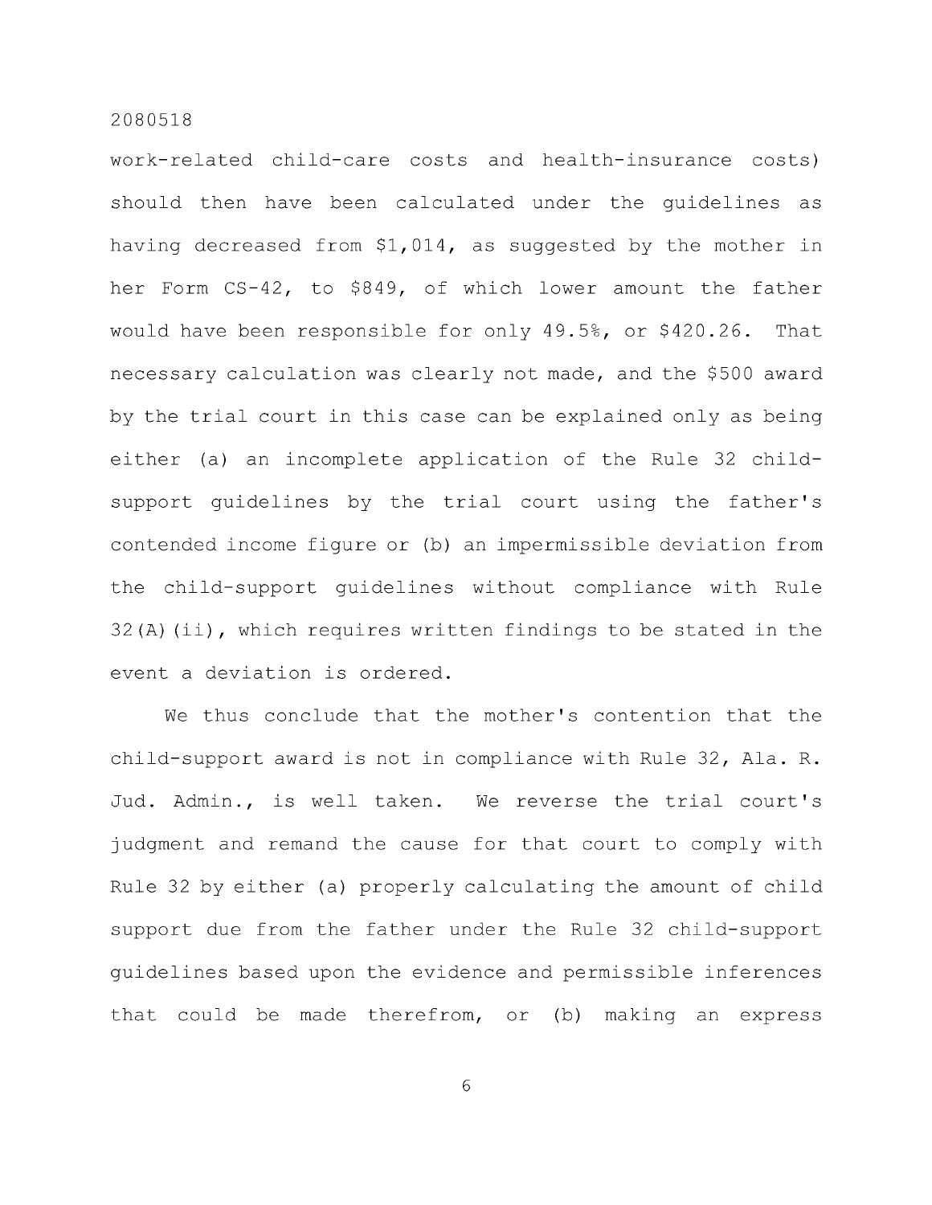work-related child-care costs and health-insurance costs) should then have been calculated under the guidelines as having decreased from $1,014, as suggested by the mother in her Form CS-42, to $849, of which lower amount the father would have been responsible for only 49.5%, or $420.26. That necessary calculation was clearly not made, and the $500 award by the trial court in this case can be explained only as being either (a) an incomplete application of the Rule 32 child-support guidelines by the trial court using the father's contended income figure or (b) an impermissible deviation from the child-support guidelines without compliance with Rule 32(A)(ii), which requires written findings to be stated in the event a deviation is ordered.

We thus conclude that the mother's contention that the child-support award is not in compliance with Rule 32, Ala. R. Jud. Admin., is well taken. We reverse the trial court's judgment and remand the cause for that court to comply with Rule 32 by either (a) properly calculating the amount of child support due from the father under the Rule 32 child-support guidelines based upon the evidence and permissible inferences that could be made therefrom, or (b) making an express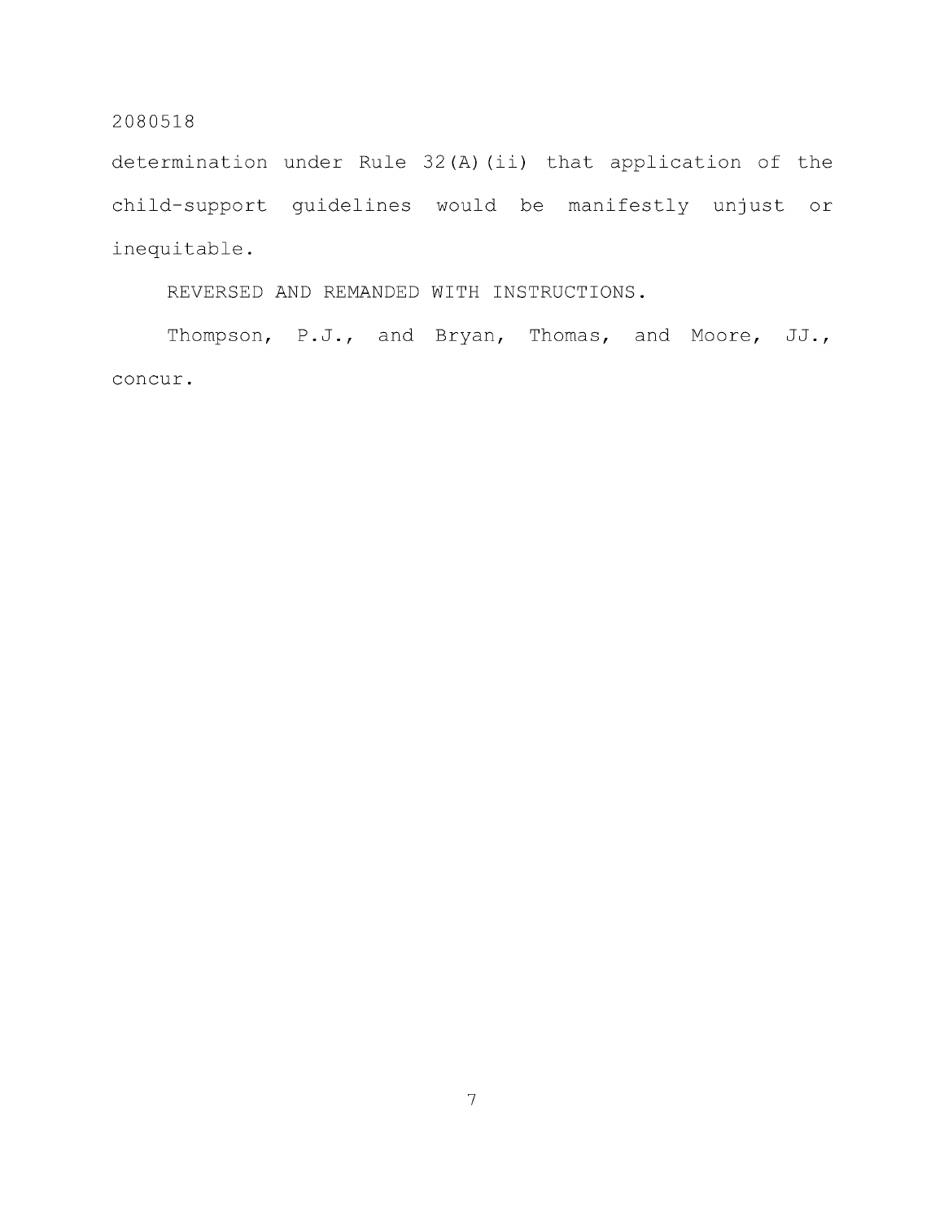determination under Rule 32(A)(ii) that application of the child-support guidelines would be manifestly unjust or inequitable.

REVERSED AND REMANDED WITH INSTRUCTIONS.

Thompson, P.J., and Bryan, Thomas, and Moore, JJ., concur.